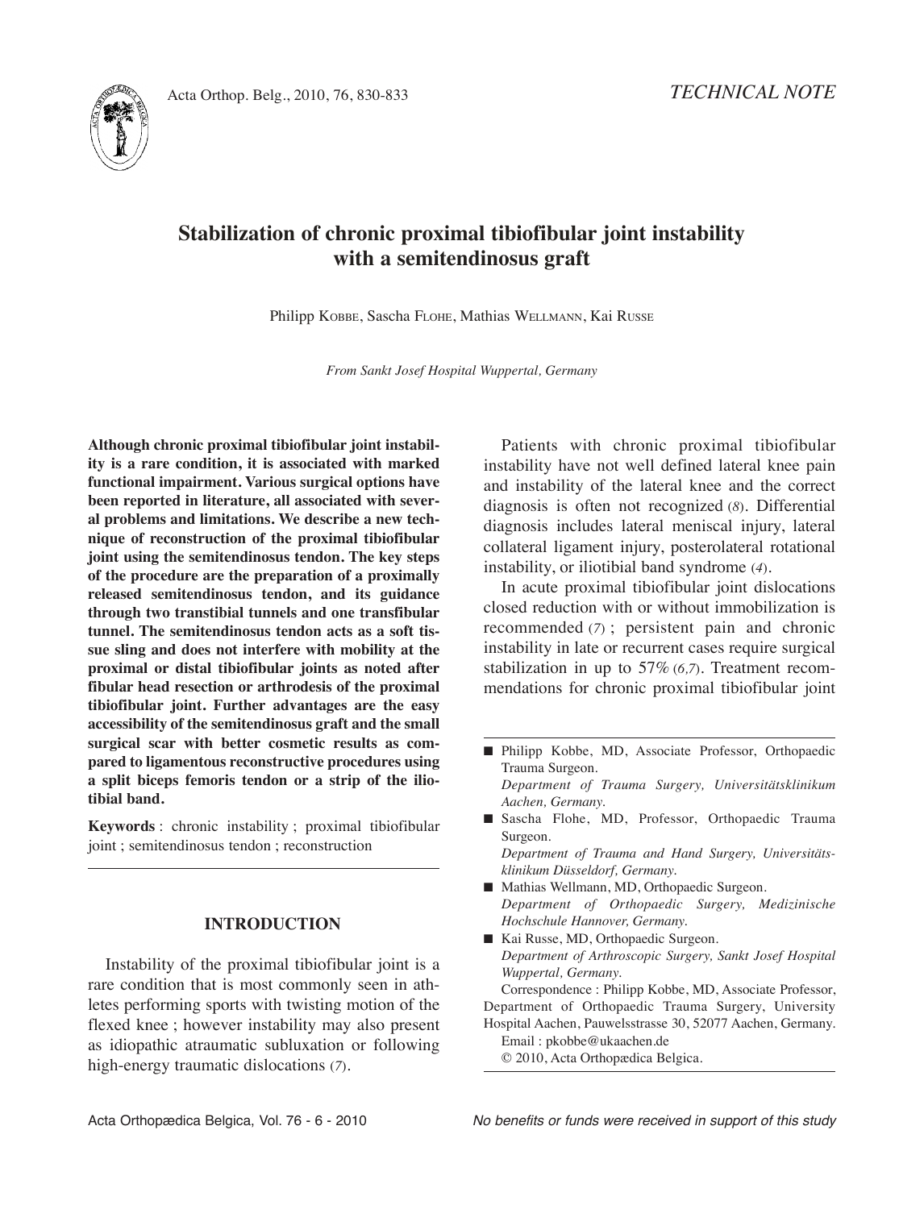*TECHNICAL NOTE*

# Stabilization of chronic proximal tibiofibular joint instability with a semitendinosus graft

Philipp KOBBE, Sascha FLOHE, Mathias WELLMANN, Kai RUSSE

*From Sankt Josef Hospital Wuppertal, Germany*

**Although chronic proximal tibiofibular joint instability is a rare condition, it is associated with marked functional impairment. Various surgical options have been reported in literature, all associated with several problems and limitations. We describe a new technique of reconstruction of the proximal tibiofibular joint using the semitendinosus tendon. The key steps of the procedure are the preparation of a proximally released semitendinosus tendon, and its guidance through two transtibial tunnels and one transfibular tunnel. The semitendinosus tendon acts as a soft tissue sling and does not interfere with mobility at the proximal or distal tibiofibular joints as noted after fibular head resection or arthrodesis of the proximal tibiofibular joint. Further advantages are the easy accessibility of the semitendinosus graft and the small surgical scar with better cosmetic results as compared to ligamentous reconstructive procedures using a split biceps femoris tendon or a strip of the iliotibial band.**

**Keywords** : chronic instability ; proximal tibiofibular joint ; semitendinosus tendon ; reconstruction

## INTRODUCTION

Instability of the proximal tibiofibular joint is a rare condition that is most commonly seen in athletes performing sports with twisting motion of the flexed knee ; however instability may also present as idiopathic atraumatic subluxation or following high-energy traumatic dislocations (*7*).

Patients with chronic proximal tibiofibular instability have not well defined lateral knee pain and instability of the lateral knee and the correct diagnosis is often not recognized (*8*). Differential diagnosis includes lateral meniscal injury, lateral collateral ligament injury, posterolateral rotational instability, or iliotibial band syndrome (*4*).

In acute proximal tibiofibular joint dislocations closed reduction with or without immobilization is recommended (*7*) ; persistent pain and chronic instability in late or recurrent cases require surgical stabilization in up to 57% (*6,7*). Treatment recommendations for chronic proximal tibiofibular joint

---

- Philipp Kobbe, MD, Associate Professor, Orthopaedic Trauma Surgeon.
  *Department of Trauma Surgery, Universitätsklinikum Aachen, Germany.*
- Sascha Flohe, MD, Professor, Orthopaedic Trauma Surgeon.
  *Department of Trauma and Hand Surgery, Universitätsklinikum Düsseldorf, Germany.*
- Mathias Wellmann, MD, Orthopaedic Surgeon.
  *Department of Orthopaedic Surgery, Medizinische Hochschule Hannover, Germany.*
- Kai Russe, MD, Orthopaedic Surgeon.
  *Department of Arthroscopic Surgery, Sankt Josef Hospital Wuppertal, Germany.*

Correspondence : Philipp Kobbe, MD, Associate Professor, Department of Orthopaedic Trauma Surgery, University Hospital Aachen, Pauwelsstrasse 30, 52077 Aachen, Germany.
Email : pkobbe@ukaachen.de
© 2010, Acta Orthopædica Belgica.

*No benefits or funds were received in support of this study*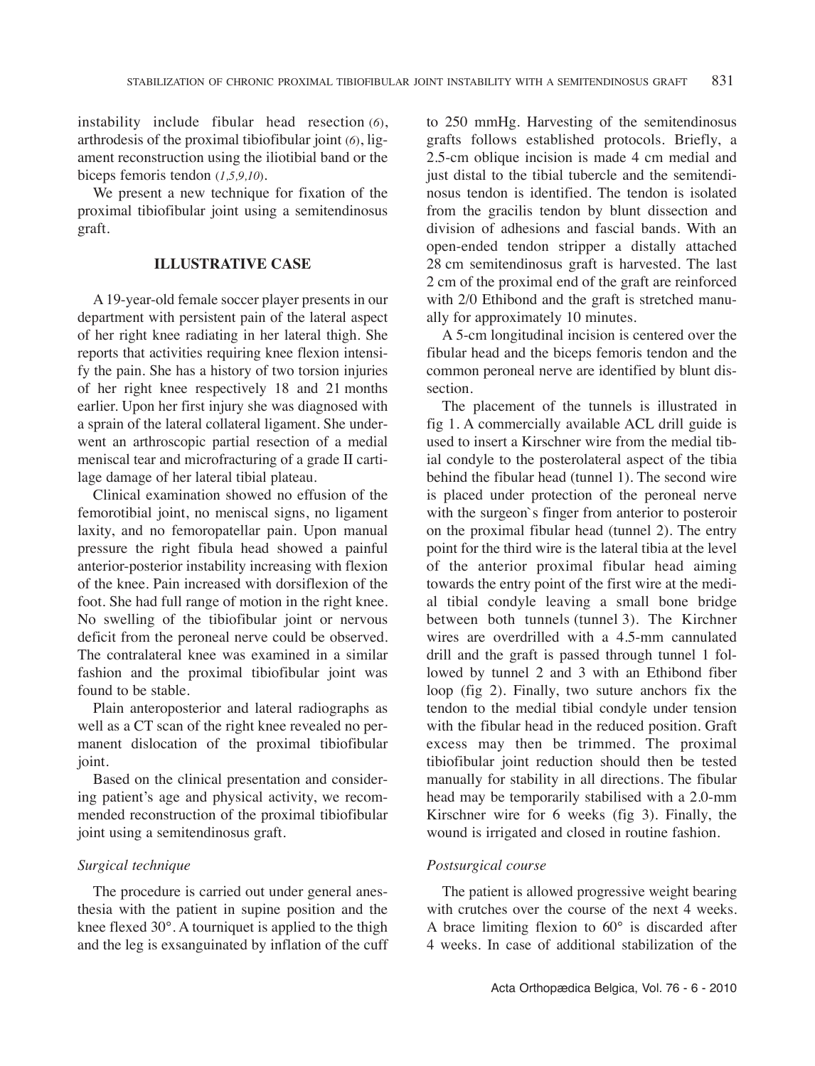instability include fibular head resection (6), arthrodesis of the proximal tibiofibular joint (6), ligament reconstruction using the iliotibial band or the biceps femoris tendon (1,5,9,10).

We present a new technique for fixation of the proximal tibiofibular joint using a semitendinosus graft.

## ILLUSTRATIVE CASE

A 19-year-old female soccer player presents in our department with persistent pain of the lateral aspect of her right knee radiating in her lateral thigh. She reports that activities requiring knee flexion intensify the pain. She has a history of two torsion injuries of her right knee respectively 18 and 21 months earlier. Upon her first injury she was diagnosed with a sprain of the lateral collateral ligament. She underwent an arthroscopic partial resection of a medial meniscal tear and microfracturing of a grade II cartilage damage of her lateral tibial plateau.

Clinical examination showed no effusion of the femorotibial joint, no meniscal signs, no ligament laxity, and no femoropatellar pain. Upon manual pressure the right fibula head showed a painful anterior-posterior instability increasing with flexion of the knee. Pain increased with dorsiflexion of the foot. She had full range of motion in the right knee. No swelling of the tibiofibular joint or nervous deficit from the peroneal nerve could be observed. The contralateral knee was examined in a similar fashion and the proximal tibiofibular joint was found to be stable.

Plain anteroposterior and lateral radiographs as well as a CT scan of the right knee revealed no permanent dislocation of the proximal tibiofibular joint.

Based on the clinical presentation and considering patient's age and physical activity, we recommended reconstruction of the proximal tibiofibular joint using a semitendinosus graft.

### *Surgical technique*

The procedure is carried out under general anesthesia with the patient in supine position and the knee flexed 30°. A tourniquet is applied to the thigh and the leg is exsanguinated by inflation of the cuff to 250 mmHg. Harvesting of the semitendinosus grafts follows established protocols. Briefly, a 2.5-cm oblique incision is made 4 cm medial and just distal to the tibial tubercle and the semitendinosus tendon is identified. The tendon is isolated from the gracilis tendon by blunt dissection and division of adhesions and fascial bands. With an open-ended tendon stripper a distally attached 28 cm semitendinosus graft is harvested. The last 2 cm of the proximal end of the graft are reinforced with 2/0 Ethibond and the graft is stretched manually for approximately 10 minutes.

A 5-cm longitudinal incision is centered over the fibular head and the biceps femoris tendon and the common peroneal nerve are identified by blunt dissection.

The placement of the tunnels is illustrated in fig 1. A commercially available ACL drill guide is used to insert a Kirschner wire from the medial tibial condyle to the posterolateral aspect of the tibia behind the fibular head (tunnel 1). The second wire is placed under protection of the peroneal nerve with the surgeon`s finger from anterior to posteroir on the proximal fibular head (tunnel 2). The entry point for the third wire is the lateral tibia at the level of the anterior proximal fibular head aiming towards the entry point of the first wire at the medial tibial condyle leaving a small bone bridge between both tunnels (tunnel 3). The Kirchner wires are overdrilled with a 4.5-mm cannulated drill and the graft is passed through tunnel 1 followed by tunnel 2 and 3 with an Ethibond fiber loop (fig 2). Finally, two suture anchors fix the tendon to the medial tibial condyle under tension with the fibular head in the reduced position. Graft excess may then be trimmed. The proximal tibiofibular joint reduction should then be tested manually for stability in all directions. The fibular head may be temporarily stabilised with a 2.0-mm Kirschner wire for 6 weeks (fig 3). Finally, the wound is irrigated and closed in routine fashion.

### *Postsurgical course*

The patient is allowed progressive weight bearing with crutches over the course of the next 4 weeks. A brace limiting flexion to 60° is discarded after 4 weeks. In case of additional stabilization of the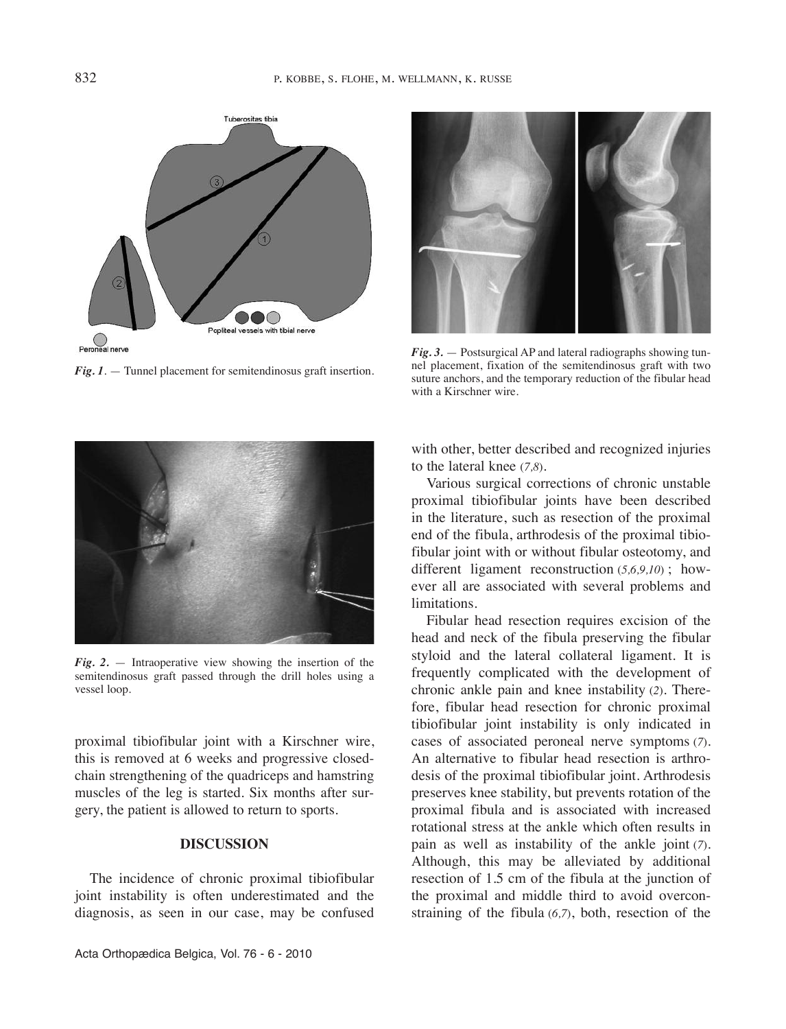*Fig. 1.* — Tunnel placement for semitendinosus graft insertion.

*Fig. 3.* — Postsurgical AP and lateral radiographs showing tunnel placement, fixation of the semitendinosus graft with two suture anchors, and the temporary reduction of the fibular head with a Kirschner wire.

*Fig. 2.* — Intraoperative view showing the insertion of the semitendinosus graft passed through the drill holes using a vessel loop.

proximal tibiofibular joint with a Kirschner wire, this is removed at 6 weeks and progressive closed-chain strengthening of the quadriceps and hamstring muscles of the leg is started. Six months after surgery, the patient is allowed to return to sports.

## DISCUSSION

The incidence of chronic proximal tibiofibular joint instability is often underestimated and the diagnosis, as seen in our case, may be confused with other, better described and recognized injuries to the lateral knee (*7,8*).

Various surgical corrections of chronic unstable proximal tibiofibular joints have been described in the literature, such as resection of the proximal end of the fibula, arthrodesis of the proximal tibiofibular joint with or without fibular osteotomy, and different ligament reconstruction (*5,6,9,10*) ; however all are associated with several problems and limitations.

Fibular head resection requires excision of the head and neck of the fibula preserving the fibular styloid and the lateral collateral ligament. It is frequently complicated with the development of chronic ankle pain and knee instability (*2*). Therefore, fibular head resection for chronic proximal tibiofibular joint instability is only indicated in cases of associated peroneal nerve symptoms (*7*). An alternative to fibular head resection is arthrodesis of the proximal tibiofibular joint. Arthrodesis preserves knee stability, but prevents rotation of the proximal fibula and is associated with increased rotational stress at the ankle which often results in pain as well as instability of the ankle joint (*7*). Although, this may be alleviated by additional resection of 1.5 cm of the fibula at the junction of the proximal and middle third to avoid overconstraining of the fibula (*6,7*), both, resection of the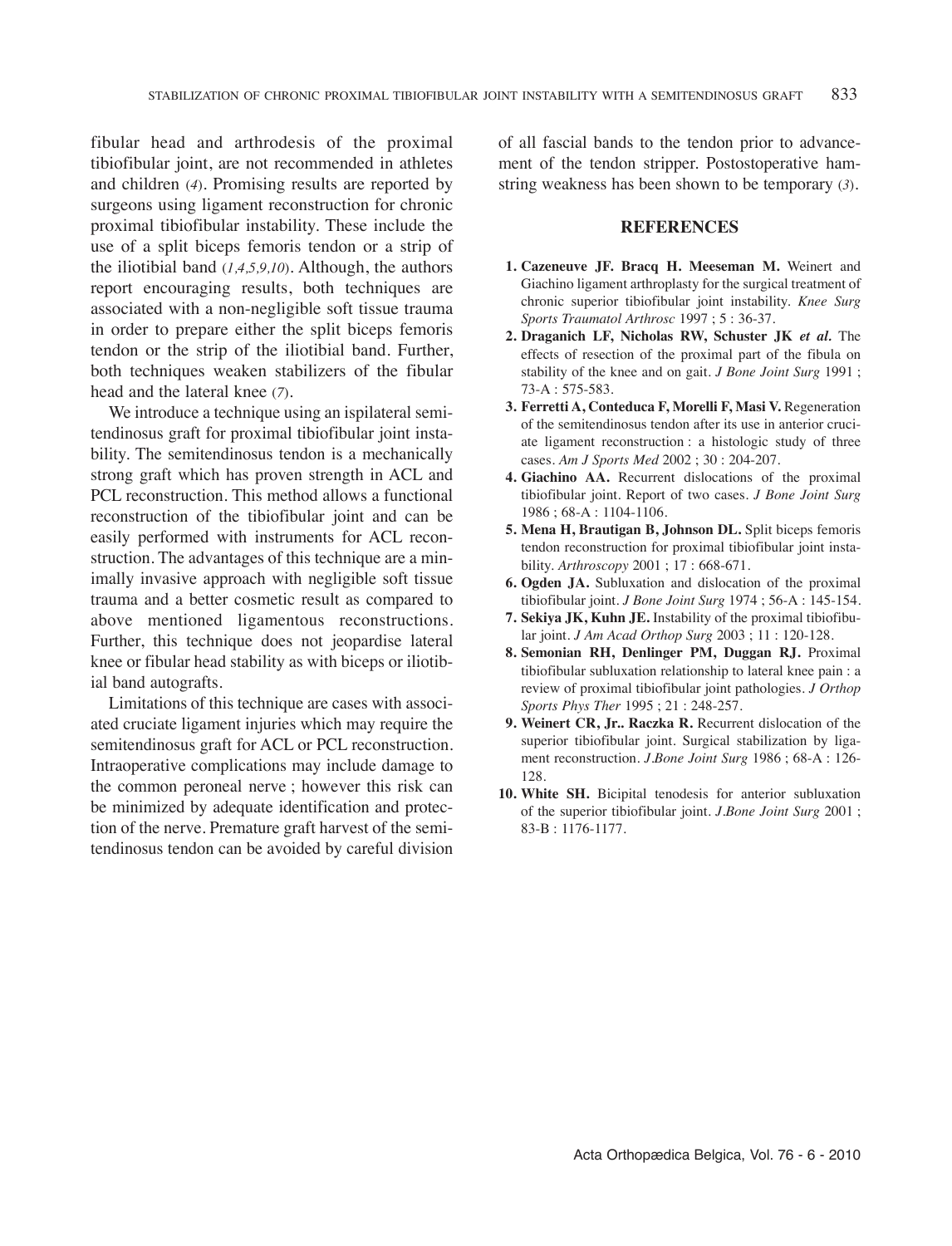fibular head and arthrodesis of the proximal tibiofibular joint, are not recommended in athletes and children (*4*). Promising results are reported by surgeons using ligament reconstruction for chronic proximal tibiofibular instability. These include the use of a split biceps femoris tendon or a strip of the iliotibial band (*1,4,5,9,10*). Although, the authors report encouraging results, both techniques are associated with a non-negligible soft tissue trauma in order to prepare either the split biceps femoris tendon or the strip of the iliotibial band. Further, both techniques weaken stabilizers of the fibular head and the lateral knee (*7*).

We introduce a technique using an ispilateral semitendinosus graft for proximal tibiofibular joint instability. The semitendinosus tendon is a mechanically strong graft which has proven strength in ACL and PCL reconstruction. This method allows a functional reconstruction of the tibiofibular joint and can be easily performed with instruments for ACL reconstruction. The advantages of this technique are a minimally invasive approach with negligible soft tissue trauma and a better cosmetic result as compared to above mentioned ligamentous reconstructions. Further, this technique does not jeopardise lateral knee or fibular head stability as with biceps or iliotibial band autografts.

Limitations of this technique are cases with associated cruciate ligament injuries which may require the semitendinosus graft for ACL or PCL reconstruction. Intraoperative complications may include damage to the common peroneal nerve ; however this risk can be minimized by adequate identification and protection of the nerve. Premature graft harvest of the semitendinosus tendon can be avoided by careful division of all fascial bands to the tendon prior to advancement of the tendon stripper. Postostoperative hamstring weakness has been shown to be temporary (*3*).

## REFERENCES

1. **Cazeneuve JF. Bracq H. Meeseman M.** Weinert and Giachino ligament arthroplasty for the surgical treatment of chronic superior tibiofibular joint instability. *Knee Surg Sports Traumatol Arthrosc* 1997 ; 5 : 36-37.
2. **Draganich LF, Nicholas RW, Schuster JK *et al.*** The effects of resection of the proximal part of the fibula on stability of the knee and on gait. *J Bone Joint Surg* 1991 ; 73-A : 575-583.
3. **Ferretti A, Conteduca F, Morelli F, Masi V.** Regeneration of the semitendinosus tendon after its use in anterior cruciate ligament reconstruction : a histologic study of three cases. *Am J Sports Med* 2002 ; 30 : 204-207.
4. **Giachino AA.** Recurrent dislocations of the proximal tibiofibular joint. Report of two cases. *J Bone Joint Surg* 1986 ; 68-A : 1104-1106.
5. **Mena H, Brautigan B, Johnson DL.** Split biceps femoris tendon reconstruction for proximal tibiofibular joint instability. *Arthroscopy* 2001 ; 17 : 668-671.
6. **Ogden JA.** Subluxation and dislocation of the proximal tibiofibular joint. *J Bone Joint Surg* 1974 ; 56-A : 145-154.
7. **Sekiya JK, Kuhn JE.** Instability of the proximal tibiofibular joint. *J Am Acad Orthop Surg* 2003 ; 11 : 120-128.
8. **Semonian RH, Denlinger PM, Duggan RJ.** Proximal tibiofibular subluxation relationship to lateral knee pain : a review of proximal tibiofibular joint pathologies. *J Orthop Sports Phys Ther* 1995 ; 21 : 248-257.
9. **Weinert CR, Jr.. Raczka R.** Recurrent dislocation of the superior tibiofibular joint. Surgical stabilization by ligament reconstruction. *J.Bone Joint Surg* 1986 ; 68-A : 126-128.
10. **White SH.** Bicipital tenodesis for anterior subluxation of the superior tibiofibular joint. *J.Bone Joint Surg* 2001 ; 83-B : 1176-1177.